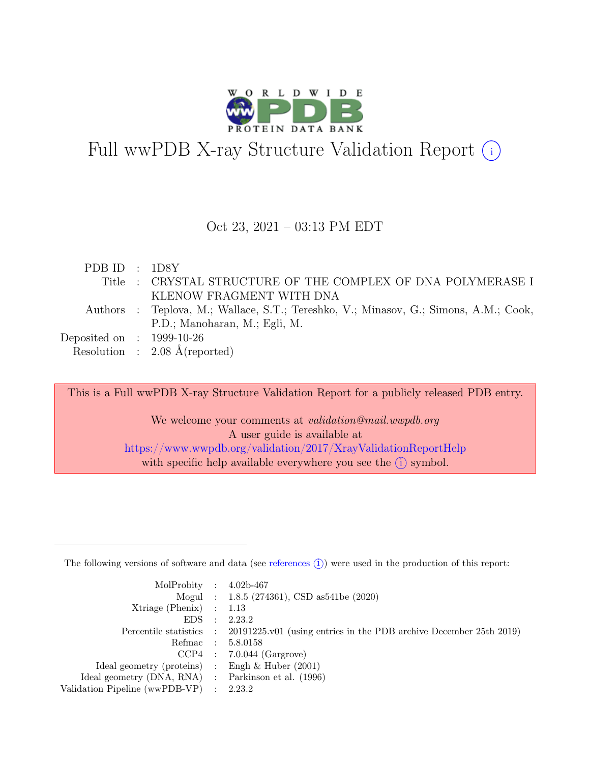# Full wwPDB X-ray Structure Validation Report (i)

Oct 23, 2021 – 03:13 PM EDT

| | | |
|---|---|---|
| PDB ID | : | 1D8Y |
| Title | : | CRYSTAL STRUCTURE OF THE COMPLEX OF DNA POLYMERASE I KLENOW FRAGMENT WITH DNA |
| Authors | : | Teplova, M.; Wallace, S.T.; Tereshko, V.; Minasov, G.; Simons, A.M.; Cook, P.D.; Manoharan, M.; Egli, M. |
| Deposited on | : | 1999-10-26 |
| Resolution | : | 2.08 Å(reported) |

This is a Full wwPDB X-ray Structure Validation Report for a publicly released PDB entry.

We welcome your comments at *validation@mail.wwpdb.org*
A user guide is available at
https://www.wwpdb.org/validation/2017/XrayValidationReportHelp
with specific help available everywhere you see the (i) symbol.

---

The following versions of software and data (see references (i)) were used in the production of this report:

| | | |
|---|---|---|
| MolProbity | : | 4.02b-467 |
| Mogul | : | 1.8.5 (274361), CSD as541be (2020) |
| Xtriage (Phenix) | : | 1.13 |
| EDS | : | 2.23.2 |
| Percentile statistics | : | 20191225.v01 (using entries in the PDB archive December 25th 2019) |
| Refmac | : | 5.8.0158 |
| CCP4 | : | 7.0.044 (Gargrove) |
| Ideal geometry (proteins) | : | Engh & Huber (2001) |
| Ideal geometry (DNA, RNA) | : | Parkinson et al. (1996) |
| Validation Pipeline (wwPDB-VP) | : | 2.23.2 |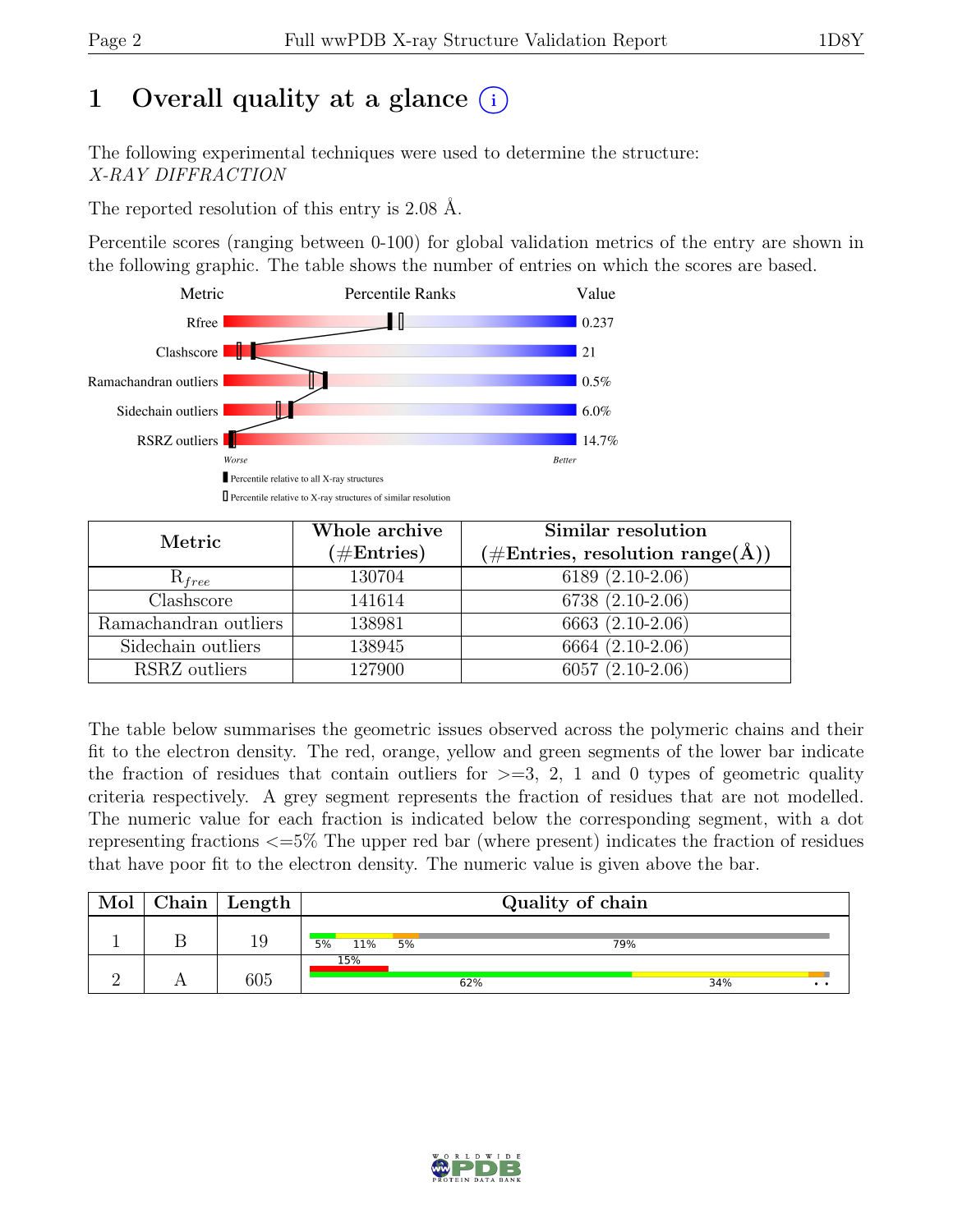# 1 Overall quality at a glance

The following experimental techniques were used to determine the structure:
*X-RAY DIFFRACTION*

The reported resolution of this entry is 2.08 Å.

Percentile scores (ranging between 0-100) for global validation metrics of the entry are shown in the following graphic. The table shows the number of entries on which the scores are based.

| Metric | Value |
|---|---|
| Rfree | 0.237 |
| Clashscore | 21 |
| Ramachandran outliers | 0.5% |
| Sidechain outliers | 6.0% |
| RSRZ outliers | 14.7% |

Worse — Better

▮ Percentile relative to all X-ray structures
▯ Percentile relative to X-ray structures of similar resolution

| Metric | Whole archive (#Entries) | Similar resolution (#Entries, resolution range(Å)) |
|---|---|---|
| $R_{free}$ | 130704 | 6189 (2.10-2.06) |
| Clashscore | 141614 | 6738 (2.10-2.06) |
| Ramachandran outliers | 138981 | 6663 (2.10-2.06) |
| Sidechain outliers | 138945 | 6664 (2.10-2.06) |
| RSRZ outliers | 127900 | 6057 (2.10-2.06) |

The table below summarises the geometric issues observed across the polymeric chains and their fit to the electron density. The red, orange, yellow and green segments of the lower bar indicate the fraction of residues that contain outliers for >=3, 2, 1 and 0 types of geometric quality criteria respectively. A grey segment represents the fraction of residues that are not modelled. The numeric value for each fraction is indicated below the corresponding segment, with a dot representing fractions <=5% The upper red bar (where present) indicates the fraction of residues that have poor fit to the electron density. The numeric value is given above the bar.

| Mol | Chain | Length | Quality of chain |
|---|---|---|---|
| 1 | B | 19 | 5% 11% 5% 79% |
| 2 | A | 605 | 15% (poor fit); 62% 34% • • |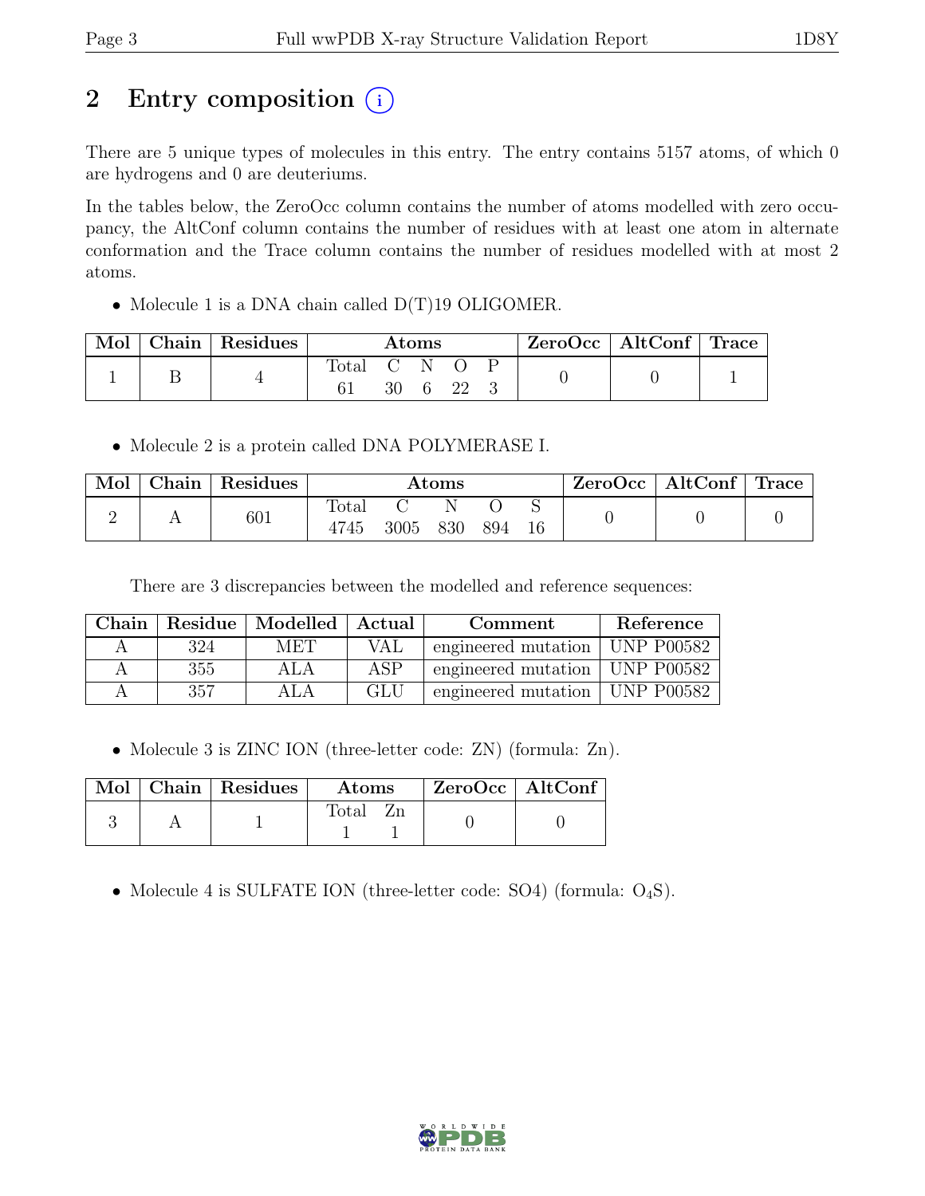## 2 Entry composition (i)

There are 5 unique types of molecules in this entry. The entry contains 5157 atoms, of which 0 are hydrogens and 0 are deuteriums.

In the tables below, the ZeroOcc column contains the number of atoms modelled with zero occupancy, the AltConf column contains the number of residues with at least one atom in alternate conformation and the Trace column contains the number of residues modelled with at most 2 atoms.

- Molecule 1 is a DNA chain called D(T)19 OLIGOMER.

| Mol | Chain | Residues | Atoms | | | | | ZeroOcc | AltConf | Trace |
|---|---|---|---|---|---|---|---|---|---|---|
| | | | Total | C | N | O | P | | | |
| 1 | B | 4 | 61 | 30 | 6 | 22 | 3 | 0 | 0 | 1 |

- Molecule 2 is a protein called DNA POLYMERASE I.

| Mol | Chain | Residues | Atoms | | | | | ZeroOcc | AltConf | Trace |
|---|---|---|---|---|---|---|---|---|---|---|
| | | | Total | C | N | O | S | | | |
| 2 | A | 601 | 4745 | 3005 | 830 | 894 | 16 | 0 | 0 | 0 |

There are 3 discrepancies between the modelled and reference sequences:

| Chain | Residue | Modelled | Actual | Comment | Reference |
|---|---|---|---|---|---|
| A | 324 | MET | VAL | engineered mutation | UNP P00582 |
| A | 355 | ALA | ASP | engineered mutation | UNP P00582 |
| A | 357 | ALA | GLU | engineered mutation | UNP P00582 |

- Molecule 3 is ZINC ION (three-letter code: ZN) (formula: Zn).

| Mol | Chain | Residues | Atoms | | ZeroOcc | AltConf |
|---|---|---|---|---|---|---|
| | | | Total | Zn | | |
| 3 | A | 1 | 1 | 1 | 0 | 0 |

- Molecule 4 is SULFATE ION (three-letter code: SO4) (formula: $O_4S$).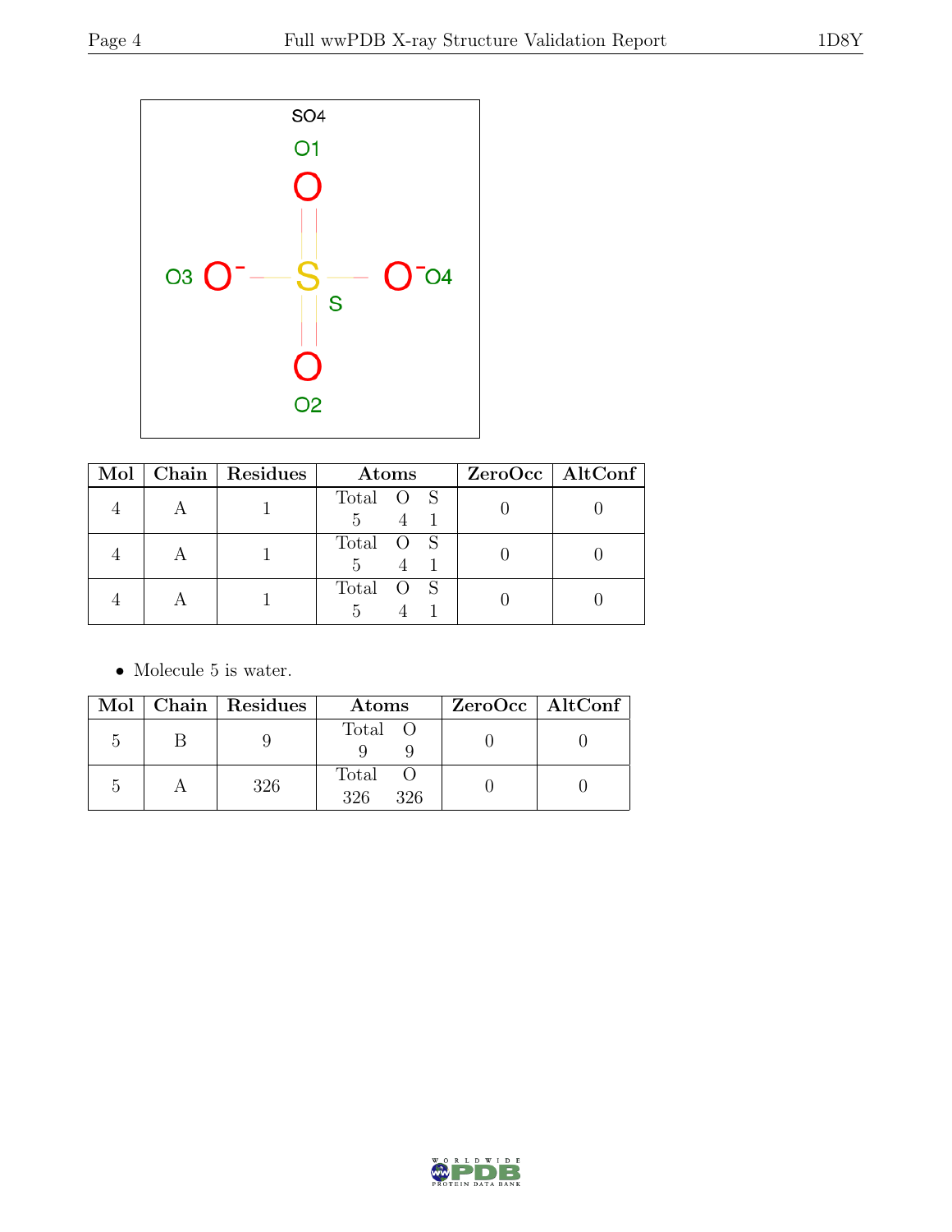| Mol | Chain | Residues | Atoms | | | ZeroOcc | AltConf |
|---|---|---|---|---|---|---|---|
| 4 | A | 1 | Total 5 | O 4 | S 1 | 0 | 0 |
| 4 | A | 1 | Total 5 | O 4 | S 1 | 0 | 0 |
| 4 | A | 1 | Total 5 | O 4 | S 1 | 0 | 0 |

- Molecule 5 is water.

| Mol | Chain | Residues | Atoms | | ZeroOcc | AltConf |
|---|---|---|---|---|---|---|
| 5 | B | 9 | Total 9 | O 9 | 0 | 0 |
| 5 | A | 326 | Total 326 | O 326 | 0 | 0 |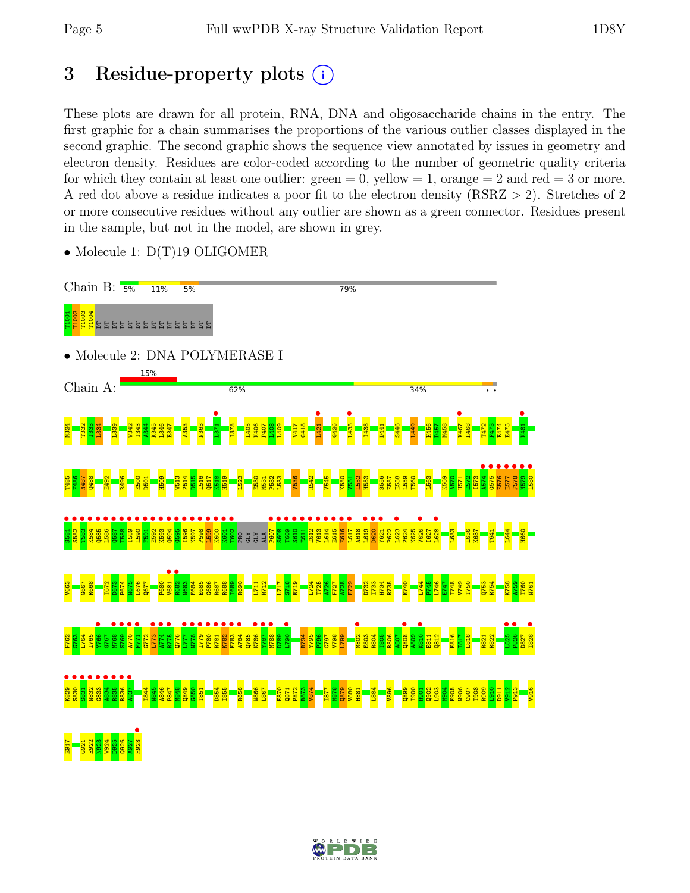# 3 Residue-property plots

These plots are drawn for all protein, RNA, DNA and oligosaccharide chains in the entry. The first graphic for a chain summarises the proportions of the various outlier classes displayed in the second graphic. The second graphic shows the sequence view annotated by issues in geometry and electron density. Residues are color-coded according to the number of geometric quality criteria for which they contain at least one outlier: green = 0, yellow = 1, orange = 2 and red = 3 or more. A red dot above a residue indicates a poor fit to the electron density (RSRZ > 2). Stretches of 2 or more consecutive residues without any outlier are shown as a green connector. Residues present in the sample, but not in the model, are shown in grey.

- Molecule 1: D(T)19 OLIGOMER

Chain B: 5% 11% 5% 79%

T1001 T1002 T1003 T1004 DT DT DT DT DT DT DT DT DT DT DT DT DT DT DT

- Molecule 2: DNA POLYMERASE I

Chain A: 15% 62% 34%

M324 T332 I333 L334 L339 W342 I343 A344 K345 L346 E347 A353 N363 L371 I375 L405 K406 P407 L408 L409 V417 G418 L421 G426 L435 I438 D441 S446 L449 H456 D457 M458 K467 H468 T472 F473 E474 E475 K481

T485 F486 H487 Q488 E492 R496 E500 D501 H509 W513 P514 D515 L516 Q517 K518 H519 L523 E530 M531 P532 L533 V536 R542 V545 K550 V551 L552 H553 S556 E557 E558 L559 T560 L563 K569 A570 H571 E572 I573 A574 G575 E576 E577 F578 N579 L580

S581 S582 T583 K584 Q585 L586 Q587 T588 I589 L590 F591 E592 K593 Q594 G595 I596 K597 P598 L599 K600 K601 T602 PRO GLY GLY ALA P607 S608 T609 S610 E611 E612 V613 L614 E615 E616 L617 A618 L619 D620 Y621 P622 L623 P624 K625 V626 I627 L628 L633 L636 K637 T641 L644 H660

V663 G667 R668 T672 D673 P674 N675 L676 Q677 P680 V681 K682 N683 E684 E685 G686 R687 R688 I689 R690 L711 R712 L717 S718 R719 L724 T725 A726 F727 A728 E729 D732 I733 H734 R735 E740 L744 P745 L746 E747 T748 V749 T750 Q753 R754 K758 A759 I760 N761

F762 G763 L764 I765 Y766 G767 M768 S769 A770 F771 G772 L773 A774 R775 Q776 L777 N778 I779 P780 R781 K782 E783 A784 Q785 K786 Y787 M788 D789 L790 R794 Y795 P796 G797 V798 L799 M802 E803 R804 T805 R806 A807 Q808 A809 K810 E811 Q812 E816 T817 L818 R821 R822 L825 P826 D827 I828

K829 S830 S831 N832 G833 A834 R835 R836 A837 I844 N845 A846 P847 M848 Q849 G850 T851 D854 I855 R858 W866 L867 E870 Q871 P872 R873 V874 I877 M878 Q879 V880 H881 L884 V896 Q899 I900 H901 Q902 L903 M904 E905 N906 C907 T908 R909 L910 D911 V912 P913 V916

E917 G921 E922 N923 W924 D925 Q926 A927 H928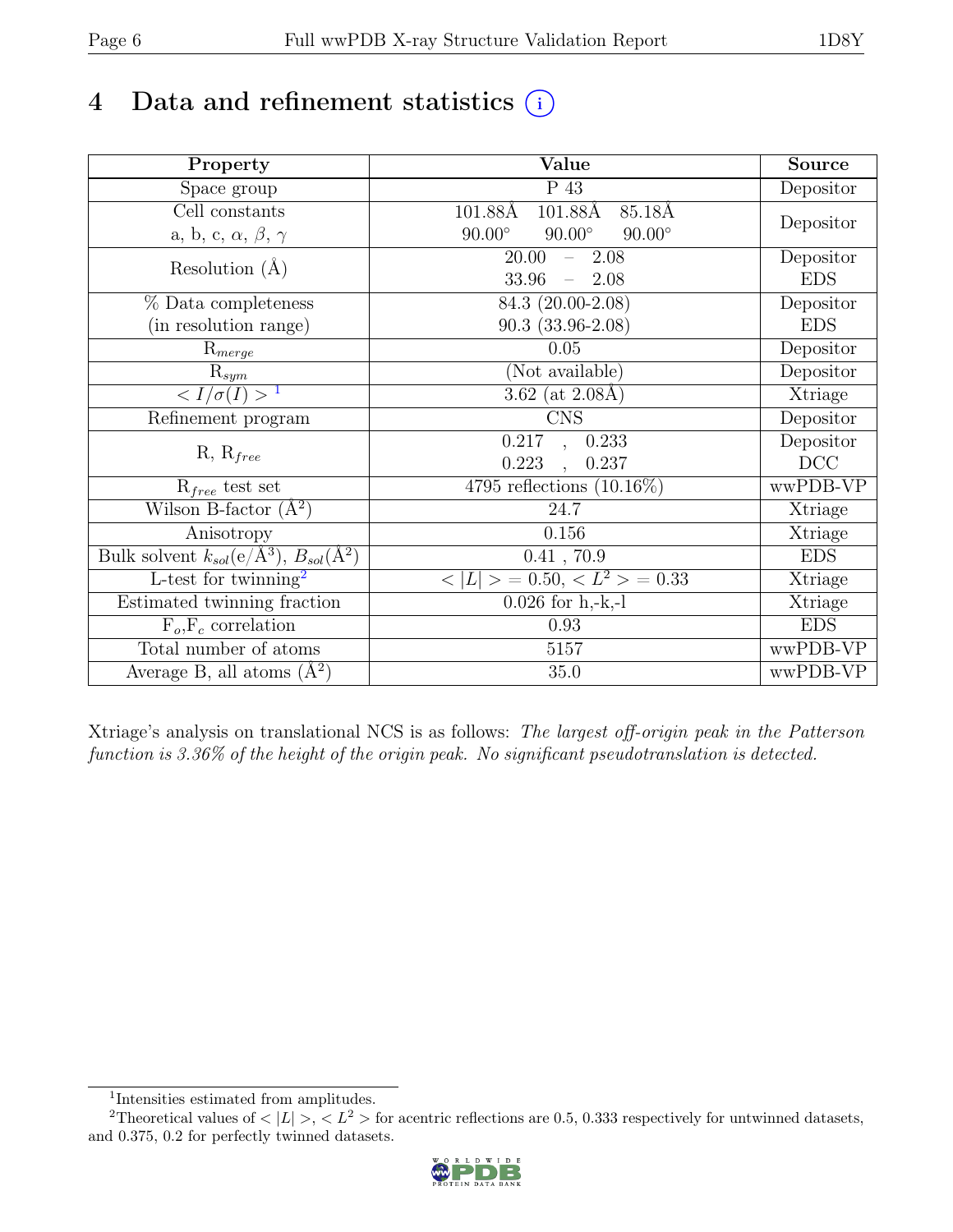# 4 Data and refinement statistics

| Property | Value | Source |
|---|---|---|
| Space group | P 43 | Depositor |
| Cell constants<br>a, b, c, $\alpha$, $\beta$, $\gamma$ | 101.88Å 101.88Å 85.18Å<br>90.00° 90.00° 90.00° | Depositor |
| Resolution (Å) | 20.00 – 2.08<br>33.96 – 2.08 | Depositor<br>EDS |
| % Data completeness<br>(in resolution range) | 84.3 (20.00-2.08)<br>90.3 (33.96-2.08) | Depositor<br>EDS |
| $R_{merge}$ | 0.05 | Depositor |
| $R_{sym}$ | (Not available) | Depositor |
| $< I/\sigma(I) >$ [1] | 3.62 (at 2.08Å) | Xtriage |
| Refinement program | CNS | Depositor |
| R, $R_{free}$ | 0.217 , 0.233<br>0.223 , 0.237 | Depositor<br>DCC |
| $R_{free}$ test set | 4795 reflections (10.16%) | wwPDB-VP |
| Wilson B-factor (Å$^2$) | 24.7 | Xtriage |
| Anisotropy | 0.156 | Xtriage |
| Bulk solvent $k_{sol}$(e/Å$^3$), $B_{sol}$(Å$^2$) | 0.41 , 70.9 | EDS |
| L-test for twinning[2] | $< \|L\| > = 0.50$, $< L^2 > = 0.33$ | Xtriage |
| Estimated twinning fraction | 0.026 for h,-k,-l | Xtriage |
| $F_o$,$F_c$ correlation | 0.93 | EDS |
| Total number of atoms | 5157 | wwPDB-VP |
| Average B, all atoms (Å$^2$) | 35.0 | wwPDB-VP |

Xtriage's analysis on translational NCS is as follows: *The largest off-origin peak in the Patterson function is 3.36% of the height of the origin peak. No significant pseudotranslation is detected.*

[1] Intensities estimated from amplitudes.

[2] Theoretical values of $< |L| >$, $< L^2 >$ for acentric reflections are 0.5, 0.333 respectively for untwinned datasets, and 0.375, 0.2 for perfectly twinned datasets.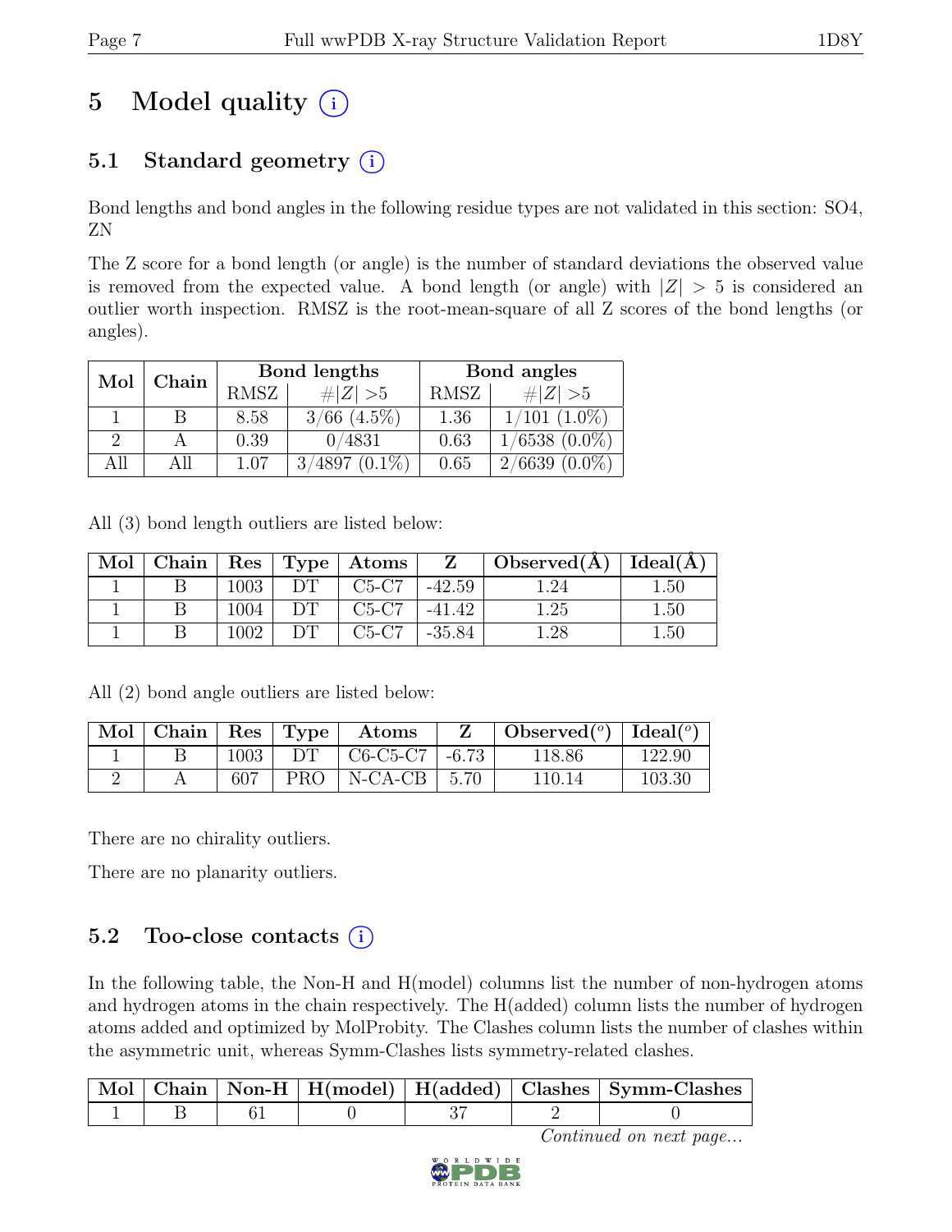# 5 Model quality (i)

## 5.1 Standard geometry (i)

Bond lengths and bond angles in the following residue types are not validated in this section: SO4, ZN

The Z score for a bond length (or angle) is the number of standard deviations the observed value is removed from the expected value. A bond length (or angle) with $|Z| > 5$ is considered an outlier worth inspection. RMSZ is the root-mean-square of all Z scores of the bond lengths (or angles).

| Mol | Chain | Bond lengths | | Bond angles | |
|---|---|---|---|---|---|
| | | RMSZ | $\#\|Z\| > 5$ | RMSZ | $\#\|Z\| > 5$ |
| 1 | B | 8.58 | 3/66 (4.5%) | 1.36 | 1/101 (1.0%) |
| 2 | A | 0.39 | 0/4831 | 0.63 | 1/6538 (0.0%) |
| All | All | 1.07 | 3/4897 (0.1%) | 0.65 | 2/6639 (0.0%) |

All (3) bond length outliers are listed below:

| Mol | Chain | Res | Type | Atoms | Z | Observed(Å) | Ideal(Å) |
|---|---|---|---|---|---|---|---|
| 1 | B | 1003 | DT | C5-C7 | -42.59 | 1.24 | 1.50 |
| 1 | B | 1004 | DT | C5-C7 | -41.42 | 1.25 | 1.50 |
| 1 | B | 1002 | DT | C5-C7 | -35.84 | 1.28 | 1.50 |

All (2) bond angle outliers are listed below:

| Mol | Chain | Res | Type | Atoms | Z | Observed($^o$) | Ideal($^o$) |
|---|---|---|---|---|---|---|---|
| 1 | B | 1003 | DT | C6-C5-C7 | -6.73 | 118.86 | 122.90 |
| 2 | A | 607 | PRO | N-CA-CB | 5.70 | 110.14 | 103.30 |

There are no chirality outliers.

There are no planarity outliers.

## 5.2 Too-close contacts (i)

In the following table, the Non-H and H(model) columns list the number of non-hydrogen atoms and hydrogen atoms in the chain respectively. The H(added) column lists the number of hydrogen atoms added and optimized by MolProbity. The Clashes column lists the number of clashes within the asymmetric unit, whereas Symm-Clashes lists symmetry-related clashes.

| Mol | Chain | Non-H | H(model) | H(added) | Clashes | Symm-Clashes |
|---|---|---|---|---|---|---|
| 1 | B | 61 | 0 | 37 | 2 | 0 |

*Continued on next page...*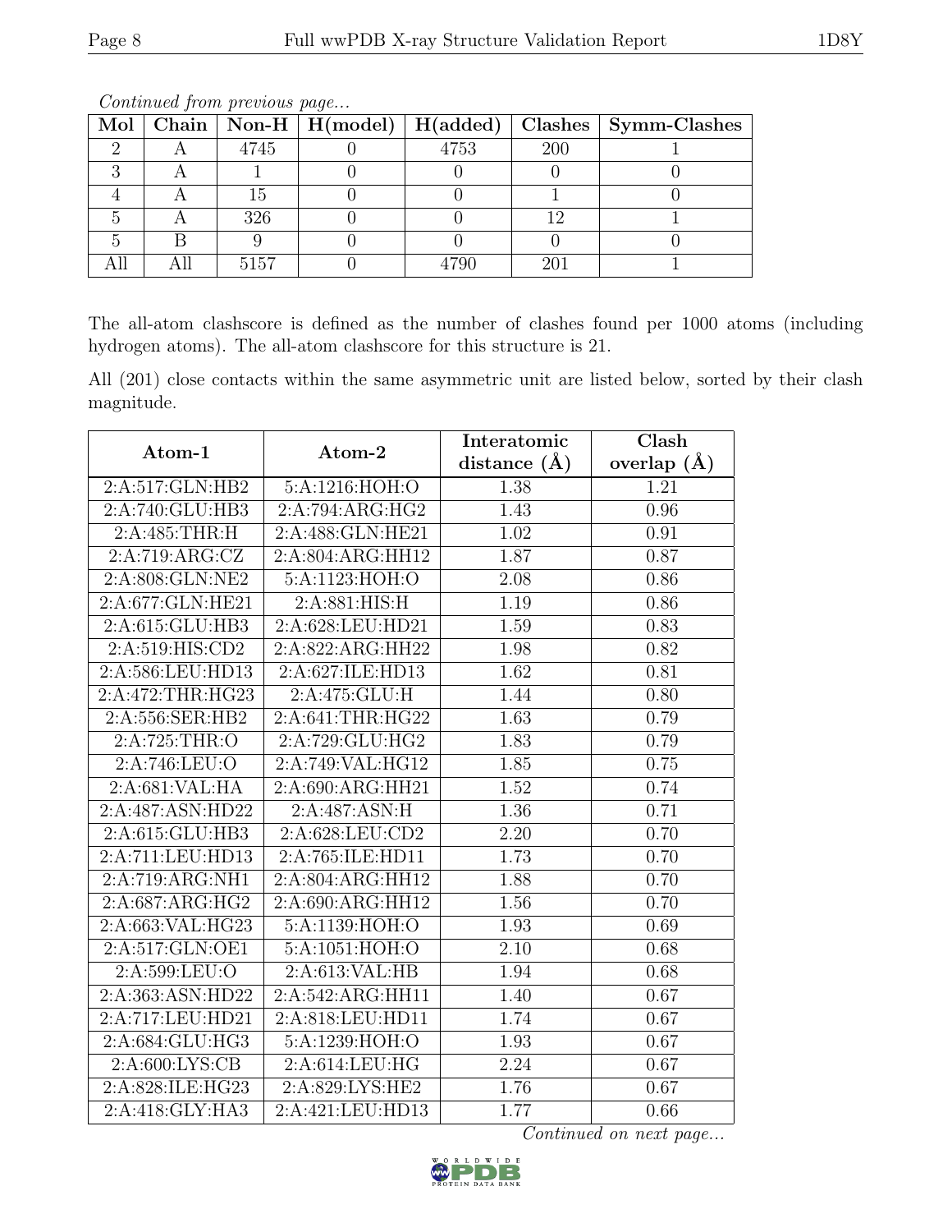*Continued from previous page...*

| Mol | Chain | Non-H | H(model) | H(added) | Clashes | Symm-Clashes |
|---|---|---|---|---|---|---|
| 2 | A | 4745 | 0 | 4753 | 200 | 1 |
| 3 | A | 1 | 0 | 0 | 0 | 0 |
| 4 | A | 15 | 0 | 0 | 1 | 0 |
| 5 | A | 326 | 0 | 0 | 12 | 1 |
| 5 | B | 9 | 0 | 0 | 0 | 0 |
| All | All | 5157 | 0 | 4790 | 201 | 1 |

The all-atom clashscore is defined as the number of clashes found per 1000 atoms (including hydrogen atoms). The all-atom clashscore for this structure is 21.

All (201) close contacts within the same asymmetric unit are listed below, sorted by their clash magnitude.

| Atom-1 | Atom-2 | Interatomic distance (Å) | Clash overlap (Å) |
|---|---|---|---|
| 2:A:517:GLN:HB2 | 5:A:1216:HOH:O | 1.38 | 1.21 |
| 2:A:740:GLU:HB3 | 2:A:794:ARG:HG2 | 1.43 | 0.96 |
| 2:A:485:THR:H | 2:A:488:GLN:HE21 | 1.02 | 0.91 |
| 2:A:719:ARG:CZ | 2:A:804:ARG:HH12 | 1.87 | 0.87 |
| 2:A:808:GLN:NE2 | 5:A:1123:HOH:O | 2.08 | 0.86 |
| 2:A:677:GLN:HE21 | 2:A:881:HIS:H | 1.19 | 0.86 |
| 2:A:615:GLU:HB3 | 2:A:628:LEU:HD21 | 1.59 | 0.83 |
| 2:A:519:HIS:CD2 | 2:A:822:ARG:HH22 | 1.98 | 0.82 |
| 2:A:586:LEU:HD13 | 2:A:627:ILE:HD13 | 1.62 | 0.81 |
| 2:A:472:THR:HG23 | 2:A:475:GLU:H | 1.44 | 0.80 |
| 2:A:556:SER:HB2 | 2:A:641:THR:HG22 | 1.63 | 0.79 |
| 2:A:725:THR:O | 2:A:729:GLU:HG2 | 1.83 | 0.79 |
| 2:A:746:LEU:O | 2:A:749:VAL:HG12 | 1.85 | 0.75 |
| 2:A:681:VAL:HA | 2:A:690:ARG:HH21 | 1.52 | 0.74 |
| 2:A:487:ASN:HD22 | 2:A:487:ASN:H | 1.36 | 0.71 |
| 2:A:615:GLU:HB3 | 2:A:628:LEU:CD2 | 2.20 | 0.70 |
| 2:A:711:LEU:HD13 | 2:A:765:ILE:HD11 | 1.73 | 0.70 |
| 2:A:719:ARG:NH1 | 2:A:804:ARG:HH12 | 1.88 | 0.70 |
| 2:A:687:ARG:HG2 | 2:A:690:ARG:HH12 | 1.56 | 0.70 |
| 2:A:663:VAL:HG23 | 5:A:1139:HOH:O | 1.93 | 0.69 |
| 2:A:517:GLN:OE1 | 5:A:1051:HOH:O | 2.10 | 0.68 |
| 2:A:599:LEU:O | 2:A:613:VAL:HB | 1.94 | 0.68 |
| 2:A:363:ASN:HD22 | 2:A:542:ARG:HH11 | 1.40 | 0.67 |
| 2:A:717:LEU:HD21 | 2:A:818:LEU:HD11 | 1.74 | 0.67 |
| 2:A:684:GLU:HG3 | 5:A:1239:HOH:O | 1.93 | 0.67 |
| 2:A:600:LYS:CB | 2:A:614:LEU:HG | 2.24 | 0.67 |
| 2:A:828:ILE:HG23 | 2:A:829:LYS:HE2 | 1.76 | 0.67 |
| 2:A:418:GLY:HA3 | 2:A:421:LEU:HD13 | 1.77 | 0.66 |

*Continued on next page...*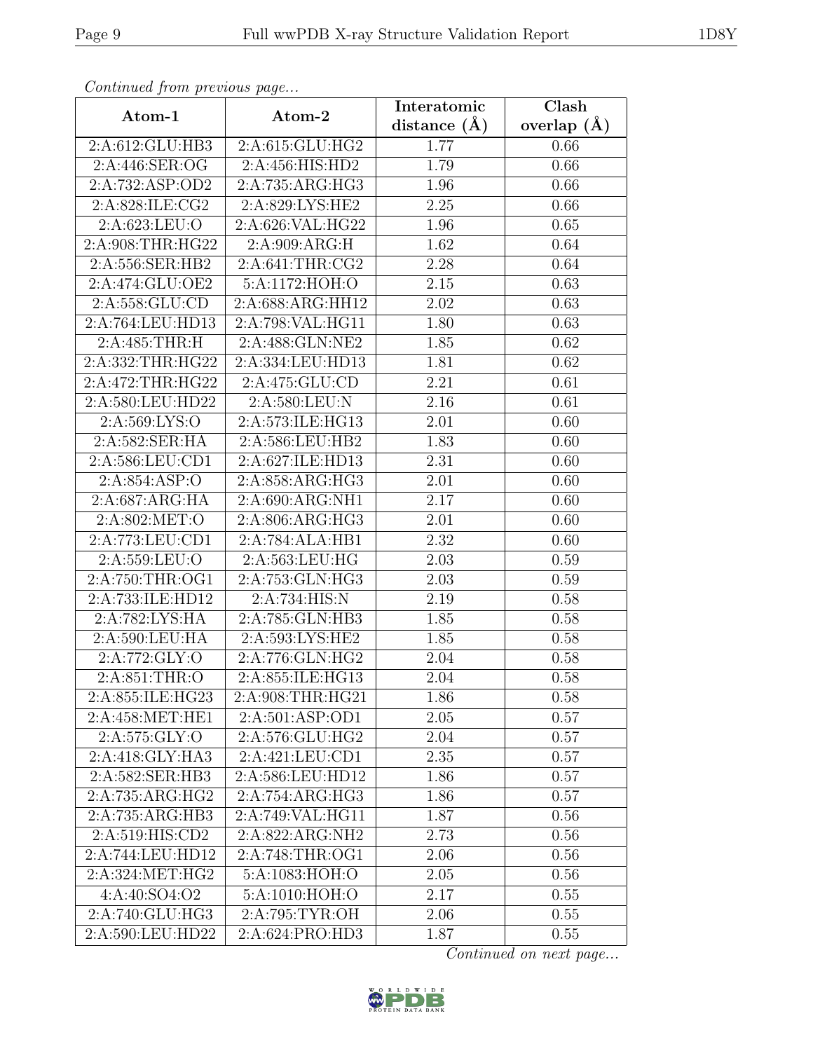*Continued from previous page...*

| Atom-1 | Atom-2 | Interatomic distance (Å) | Clash overlap (Å) |
|---|---|---|---|
| 2:A:612:GLU:HB3 | 2:A:615:GLU:HG2 | 1.77 | 0.66 |
| 2:A:446:SER:OG | 2:A:456:HIS:HD2 | 1.79 | 0.66 |
| 2:A:732:ASP:OD2 | 2:A:735:ARG:HG3 | 1.96 | 0.66 |
| 2:A:828:ILE:CG2 | 2:A:829:LYS:HE2 | 2.25 | 0.66 |
| 2:A:623:LEU:O | 2:A:626:VAL:HG22 | 1.96 | 0.65 |
| 2:A:908:THR:HG22 | 2:A:909:ARG:H | 1.62 | 0.64 |
| 2:A:556:SER:HB2 | 2:A:641:THR:CG2 | 2.28 | 0.64 |
| 2:A:474:GLU:OE2 | 5:A:1172:HOH:O | 2.15 | 0.63 |
| 2:A:558:GLU:CD | 2:A:688:ARG:HH12 | 2.02 | 0.63 |
| 2:A:764:LEU:HD13 | 2:A:798:VAL:HG11 | 1.80 | 0.63 |
| 2:A:485:THR:H | 2:A:488:GLN:NE2 | 1.85 | 0.62 |
| 2:A:332:THR:HG22 | 2:A:334:LEU:HD13 | 1.81 | 0.62 |
| 2:A:472:THR:HG22 | 2:A:475:GLU:CD | 2.21 | 0.61 |
| 2:A:580:LEU:HD22 | 2:A:580:LEU:N | 2.16 | 0.61 |
| 2:A:569:LYS:O | 2:A:573:ILE:HG13 | 2.01 | 0.60 |
| 2:A:582:SER:HA | 2:A:586:LEU:HB2 | 1.83 | 0.60 |
| 2:A:586:LEU:CD1 | 2:A:627:ILE:HD13 | 2.31 | 0.60 |
| 2:A:854:ASP:O | 2:A:858:ARG:HG3 | 2.01 | 0.60 |
| 2:A:687:ARG:HA | 2:A:690:ARG:NH1 | 2.17 | 0.60 |
| 2:A:802:MET:O | 2:A:806:ARG:HG3 | 2.01 | 0.60 |
| 2:A:773:LEU:CD1 | 2:A:784:ALA:HB1 | 2.32 | 0.60 |
| 2:A:559:LEU:O | 2:A:563:LEU:HG | 2.03 | 0.59 |
| 2:A:750:THR:OG1 | 2:A:753:GLN:HG3 | 2.03 | 0.59 |
| 2:A:733:ILE:HD12 | 2:A:734:HIS:N | 2.19 | 0.58 |
| 2:A:782:LYS:HA | 2:A:785:GLN:HB3 | 1.85 | 0.58 |
| 2:A:590:LEU:HA | 2:A:593:LYS:HE2 | 1.85 | 0.58 |
| 2:A:772:GLY:O | 2:A:776:GLN:HG2 | 2.04 | 0.58 |
| 2:A:851:THR:O | 2:A:855:ILE:HG13 | 2.04 | 0.58 |
| 2:A:855:ILE:HG23 | 2:A:908:THR:HG21 | 1.86 | 0.58 |
| 2:A:458:MET:HE1 | 2:A:501:ASP:OD1 | 2.05 | 0.57 |
| 2:A:575:GLY:O | 2:A:576:GLU:HG2 | 2.04 | 0.57 |
| 2:A:418:GLY:HA3 | 2:A:421:LEU:CD1 | 2.35 | 0.57 |
| 2:A:582:SER:HB3 | 2:A:586:LEU:HD12 | 1.86 | 0.57 |
| 2:A:735:ARG:HG2 | 2:A:754:ARG:HG3 | 1.86 | 0.57 |
| 2:A:735:ARG:HB3 | 2:A:749:VAL:HG11 | 1.87 | 0.56 |
| 2:A:519:HIS:CD2 | 2:A:822:ARG:NH2 | 2.73 | 0.56 |
| 2:A:744:LEU:HD12 | 2:A:748:THR:OG1 | 2.06 | 0.56 |
| 2:A:324:MET:HG2 | 5:A:1083:HOH:O | 2.05 | 0.56 |
| 4:A:40:SO4:O2 | 5:A:1010:HOH:O | 2.17 | 0.55 |
| 2:A:740:GLU:HG3 | 2:A:795:TYR:OH | 2.06 | 0.55 |
| 2:A:590:LEU:HD22 | 2:A:624:PRO:HD3 | 1.87 | 0.55 |

*Continued on next page...*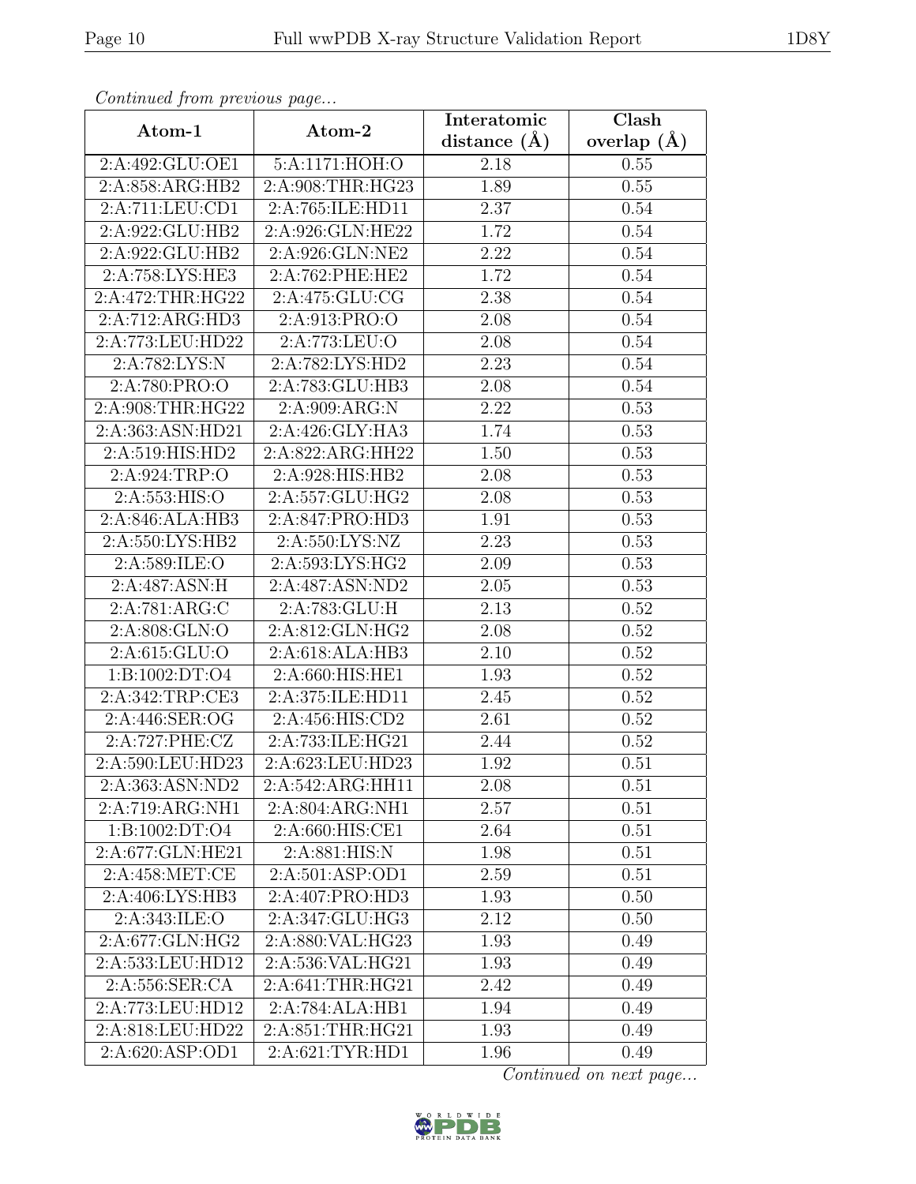*Continued from previous page...*

| Atom-1 | Atom-2 | Interatomic distance (Å) | Clash overlap (Å) |
|---|---|---|---|
| 2:A:492:GLU:OE1 | 5:A:1171:HOH:O | 2.18 | 0.55 |
| 2:A:858:ARG:HB2 | 2:A:908:THR:HG23 | 1.89 | 0.55 |
| 2:A:711:LEU:CD1 | 2:A:765:ILE:HD11 | 2.37 | 0.54 |
| 2:A:922:GLU:HB2 | 2:A:926:GLN:HE22 | 1.72 | 0.54 |
| 2:A:922:GLU:HB2 | 2:A:926:GLN:NE2 | 2.22 | 0.54 |
| 2:A:758:LYS:HE3 | 2:A:762:PHE:HE2 | 1.72 | 0.54 |
| 2:A:472:THR:HG22 | 2:A:475:GLU:CG | 2.38 | 0.54 |
| 2:A:712:ARG:HD3 | 2:A:913:PRO:O | 2.08 | 0.54 |
| 2:A:773:LEU:HD22 | 2:A:773:LEU:O | 2.08 | 0.54 |
| 2:A:782:LYS:N | 2:A:782:LYS:HD2 | 2.23 | 0.54 |
| 2:A:780:PRO:O | 2:A:783:GLU:HB3 | 2.08 | 0.54 |
| 2:A:908:THR:HG22 | 2:A:909:ARG:N | 2.22 | 0.53 |
| 2:A:363:ASN:HD21 | 2:A:426:GLY:HA3 | 1.74 | 0.53 |
| 2:A:519:HIS:HD2 | 2:A:822:ARG:HH22 | 1.50 | 0.53 |
| 2:A:924:TRP:O | 2:A:928:HIS:HB2 | 2.08 | 0.53 |
| 2:A:553:HIS:O | 2:A:557:GLU:HG2 | 2.08 | 0.53 |
| 2:A:846:ALA:HB3 | 2:A:847:PRO:HD3 | 1.91 | 0.53 |
| 2:A:550:LYS:HB2 | 2:A:550:LYS:NZ | 2.23 | 0.53 |
| 2:A:589:ILE:O | 2:A:593:LYS:HG2 | 2.09 | 0.53 |
| 2:A:487:ASN:H | 2:A:487:ASN:ND2 | 2.05 | 0.53 |
| 2:A:781:ARG:C | 2:A:783:GLU:H | 2.13 | 0.52 |
| 2:A:808:GLN:O | 2:A:812:GLN:HG2 | 2.08 | 0.52 |
| 2:A:615:GLU:O | 2:A:618:ALA:HB3 | 2.10 | 0.52 |
| 1:B:1002:DT:O4 | 2:A:660:HIS:HE1 | 1.93 | 0.52 |
| 2:A:342:TRP:CE3 | 2:A:375:ILE:HD11 | 2.45 | 0.52 |
| 2:A:446:SER:OG | 2:A:456:HIS:CD2 | 2.61 | 0.52 |
| 2:A:727:PHE:CZ | 2:A:733:ILE:HG21 | 2.44 | 0.52 |
| 2:A:590:LEU:HD23 | 2:A:623:LEU:HD23 | 1.92 | 0.51 |
| 2:A:363:ASN:ND2 | 2:A:542:ARG:HH11 | 2.08 | 0.51 |
| 2:A:719:ARG:NH1 | 2:A:804:ARG:NH1 | 2.57 | 0.51 |
| 1:B:1002:DT:O4 | 2:A:660:HIS:CE1 | 2.64 | 0.51 |
| 2:A:677:GLN:HE21 | 2:A:881:HIS:N | 1.98 | 0.51 |
| 2:A:458:MET:CE | 2:A:501:ASP:OD1 | 2.59 | 0.51 |
| 2:A:406:LYS:HB3 | 2:A:407:PRO:HD3 | 1.93 | 0.50 |
| 2:A:343:ILE:O | 2:A:347:GLU:HG3 | 2.12 | 0.50 |
| 2:A:677:GLN:HG2 | 2:A:880:VAL:HG23 | 1.93 | 0.49 |
| 2:A:533:LEU:HD12 | 2:A:536:VAL:HG21 | 1.93 | 0.49 |
| 2:A:556:SER:CA | 2:A:641:THR:HG21 | 2.42 | 0.49 |
| 2:A:773:LEU:HD12 | 2:A:784:ALA:HB1 | 1.94 | 0.49 |
| 2:A:818:LEU:HD22 | 2:A:851:THR:HG21 | 1.93 | 0.49 |
| 2:A:620:ASP:OD1 | 2:A:621:TYR:HD1 | 1.96 | 0.49 |

*Continued on next page...*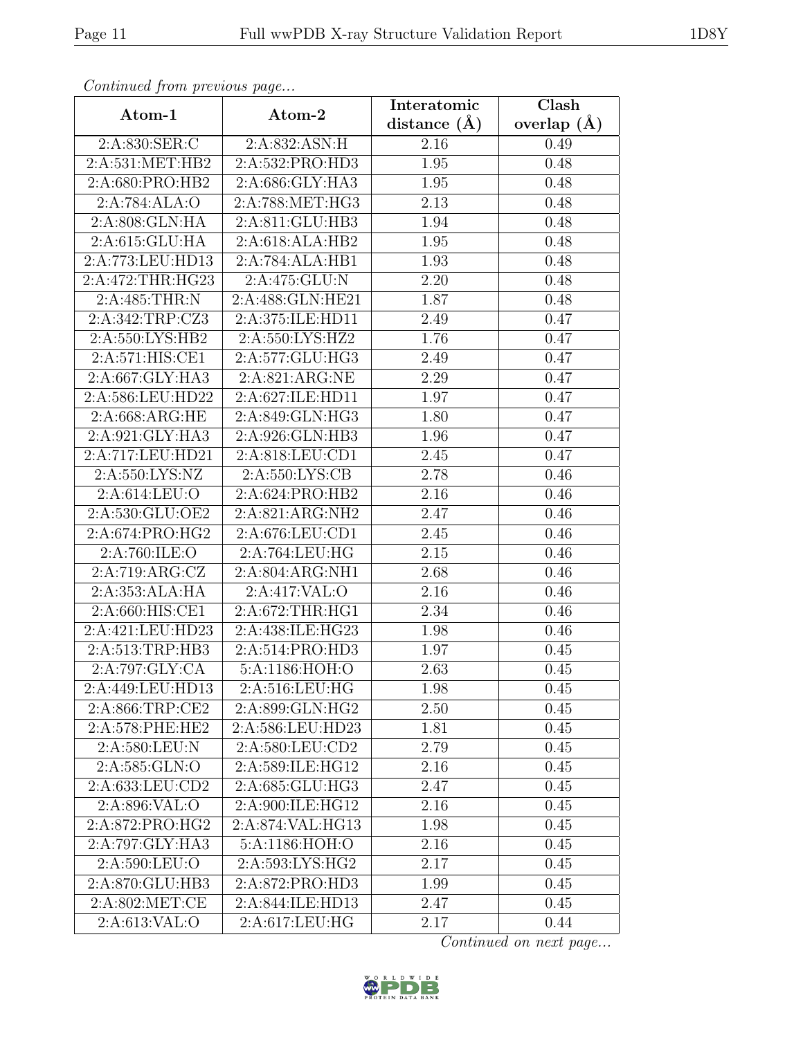*Continued from previous page...*

| Atom-1 | Atom-2 | Interatomic distance (Å) | Clash overlap (Å) |
|---|---|---|---|
| 2:A:830:SER:C | 2:A:832:ASN:H | 2.16 | 0.49 |
| 2:A:531:MET:HB2 | 2:A:532:PRO:HD3 | 1.95 | 0.48 |
| 2:A:680:PRO:HB2 | 2:A:686:GLY:HA3 | 1.95 | 0.48 |
| 2:A:784:ALA:O | 2:A:788:MET:HG3 | 2.13 | 0.48 |
| 2:A:808:GLN:HA | 2:A:811:GLU:HB3 | 1.94 | 0.48 |
| 2:A:615:GLU:HA | 2:A:618:ALA:HB2 | 1.95 | 0.48 |
| 2:A:773:LEU:HD13 | 2:A:784:ALA:HB1 | 1.93 | 0.48 |
| 2:A:472:THR:HG23 | 2:A:475:GLU:N | 2.20 | 0.48 |
| 2:A:485:THR:N | 2:A:488:GLN:HE21 | 1.87 | 0.48 |
| 2:A:342:TRP:CZ3 | 2:A:375:ILE:HD11 | 2.49 | 0.47 |
| 2:A:550:LYS:HB2 | 2:A:550:LYS:HZ2 | 1.76 | 0.47 |
| 2:A:571:HIS:CE1 | 2:A:577:GLU:HG3 | 2.49 | 0.47 |
| 2:A:667:GLY:HA3 | 2:A:821:ARG:NE | 2.29 | 0.47 |
| 2:A:586:LEU:HD22 | 2:A:627:ILE:HD11 | 1.97 | 0.47 |
| 2:A:668:ARG:HE | 2:A:849:GLN:HG3 | 1.80 | 0.47 |
| 2:A:921:GLY:HA3 | 2:A:926:GLN:HB3 | 1.96 | 0.47 |
| 2:A:717:LEU:HD21 | 2:A:818:LEU:CD1 | 2.45 | 0.47 |
| 2:A:550:LYS:NZ | 2:A:550:LYS:CB | 2.78 | 0.46 |
| 2:A:614:LEU:O | 2:A:624:PRO:HB2 | 2.16 | 0.46 |
| 2:A:530:GLU:OE2 | 2:A:821:ARG:NH2 | 2.47 | 0.46 |
| 2:A:674:PRO:HG2 | 2:A:676:LEU:CD1 | 2.45 | 0.46 |
| 2:A:760:ILE:O | 2:A:764:LEU:HG | 2.15 | 0.46 |
| 2:A:719:ARG:CZ | 2:A:804:ARG:NH1 | 2.68 | 0.46 |
| 2:A:353:ALA:HA | 2:A:417:VAL:O | 2.16 | 0.46 |
| 2:A:660:HIS:CE1 | 2:A:672:THR:HG1 | 2.34 | 0.46 |
| 2:A:421:LEU:HD23 | 2:A:438:ILE:HG23 | 1.98 | 0.46 |
| 2:A:513:TRP:HB3 | 2:A:514:PRO:HD3 | 1.97 | 0.45 |
| 2:A:797:GLY:CA | 5:A:1186:HOH:O | 2.63 | 0.45 |
| 2:A:449:LEU:HD13 | 2:A:516:LEU:HG | 1.98 | 0.45 |
| 2:A:866:TRP:CE2 | 2:A:899:GLN:HG2 | 2.50 | 0.45 |
| 2:A:578:PHE:HE2 | 2:A:586:LEU:HD23 | 1.81 | 0.45 |
| 2:A:580:LEU:N | 2:A:580:LEU:CD2 | 2.79 | 0.45 |
| 2:A:585:GLN:O | 2:A:589:ILE:HG12 | 2.16 | 0.45 |
| 2:A:633:LEU:CD2 | 2:A:685:GLU:HG3 | 2.47 | 0.45 |
| 2:A:896:VAL:O | 2:A:900:ILE:HG12 | 2.16 | 0.45 |
| 2:A:872:PRO:HG2 | 2:A:874:VAL:HG13 | 1.98 | 0.45 |
| 2:A:797:GLY:HA3 | 5:A:1186:HOH:O | 2.16 | 0.45 |
| 2:A:590:LEU:O | 2:A:593:LYS:HG2 | 2.17 | 0.45 |
| 2:A:870:GLU:HB3 | 2:A:872:PRO:HD3 | 1.99 | 0.45 |
| 2:A:802:MET:CE | 2:A:844:ILE:HD13 | 2.47 | 0.45 |
| 2:A:613:VAL:O | 2:A:617:LEU:HG | 2.17 | 0.44 |

*Continued on next page...*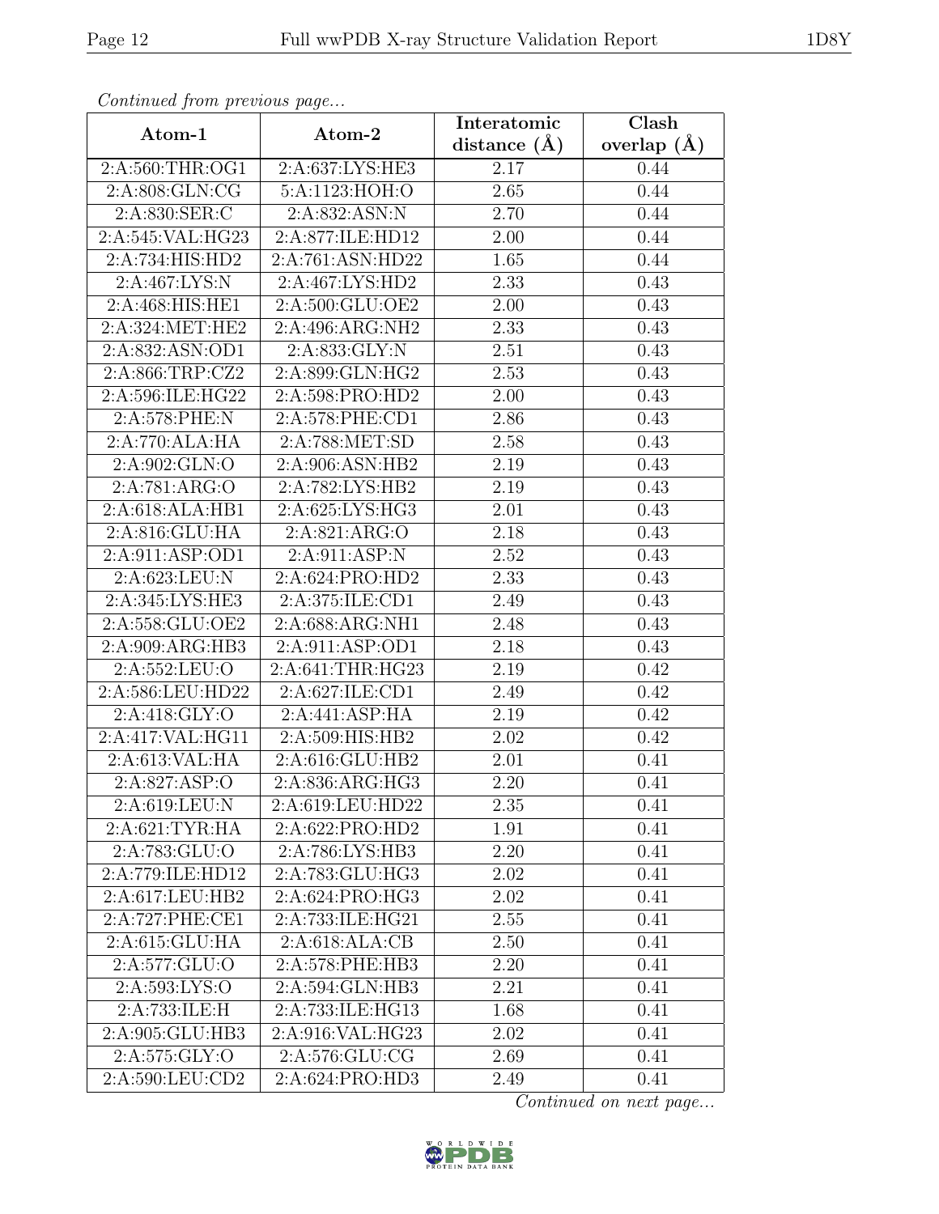*Continued from previous page...*

| Atom-1 | Atom-2 | Interatomic distance (Å) | Clash overlap (Å) |
|---|---|---|---|
| 2:A:560:THR:OG1 | 2:A:637:LYS:HE3 | 2.17 | 0.44 |
| 2:A:808:GLN:CG | 5:A:1123:HOH:O | 2.65 | 0.44 |
| 2:A:830:SER:C | 2:A:832:ASN:N | 2.70 | 0.44 |
| 2:A:545:VAL:HG23 | 2:A:877:ILE:HD12 | 2.00 | 0.44 |
| 2:A:734:HIS:HD2 | 2:A:761:ASN:HD22 | 1.65 | 0.44 |
| 2:A:467:LYS:N | 2:A:467:LYS:HD2 | 2.33 | 0.43 |
| 2:A:468:HIS:HE1 | 2:A:500:GLU:OE2 | 2.00 | 0.43 |
| 2:A:324:MET:HE2 | 2:A:496:ARG:NH2 | 2.33 | 0.43 |
| 2:A:832:ASN:OD1 | 2:A:833:GLY:N | 2.51 | 0.43 |
| 2:A:866:TRP:CZ2 | 2:A:899:GLN:HG2 | 2.53 | 0.43 |
| 2:A:596:ILE:HG22 | 2:A:598:PRO:HD2 | 2.00 | 0.43 |
| 2:A:578:PHE:N | 2:A:578:PHE:CD1 | 2.86 | 0.43 |
| 2:A:770:ALA:HA | 2:A:788:MET:SD | 2.58 | 0.43 |
| 2:A:902:GLN:O | 2:A:906:ASN:HB2 | 2.19 | 0.43 |
| 2:A:781:ARG:O | 2:A:782:LYS:HB2 | 2.19 | 0.43 |
| 2:A:618:ALA:HB1 | 2:A:625:LYS:HG3 | 2.01 | 0.43 |
| 2:A:816:GLU:HA | 2:A:821:ARG:O | 2.18 | 0.43 |
| 2:A:911:ASP:OD1 | 2:A:911:ASP:N | 2.52 | 0.43 |
| 2:A:623:LEU:N | 2:A:624:PRO:HD2 | 2.33 | 0.43 |
| 2:A:345:LYS:HE3 | 2:A:375:ILE:CD1 | 2.49 | 0.43 |
| 2:A:558:GLU:OE2 | 2:A:688:ARG:NH1 | 2.48 | 0.43 |
| 2:A:909:ARG:HB3 | 2:A:911:ASP:OD1 | 2.18 | 0.43 |
| 2:A:552:LEU:O | 2:A:641:THR:HG23 | 2.19 | 0.42 |
| 2:A:586:LEU:HD22 | 2:A:627:ILE:CD1 | 2.49 | 0.42 |
| 2:A:418:GLY:O | 2:A:441:ASP:HA | 2.19 | 0.42 |
| 2:A:417:VAL:HG11 | 2:A:509:HIS:HB2 | 2.02 | 0.42 |
| 2:A:613:VAL:HA | 2:A:616:GLU:HB2 | 2.01 | 0.41 |
| 2:A:827:ASP:O | 2:A:836:ARG:HG3 | 2.20 | 0.41 |
| 2:A:619:LEU:N | 2:A:619:LEU:HD22 | 2.35 | 0.41 |
| 2:A:621:TYR:HA | 2:A:622:PRO:HD2 | 1.91 | 0.41 |
| 2:A:783:GLU:O | 2:A:786:LYS:HB3 | 2.20 | 0.41 |
| 2:A:779:ILE:HD12 | 2:A:783:GLU:HG3 | 2.02 | 0.41 |
| 2:A:617:LEU:HB2 | 2:A:624:PRO:HG3 | 2.02 | 0.41 |
| 2:A:727:PHE:CE1 | 2:A:733:ILE:HG21 | 2.55 | 0.41 |
| 2:A:615:GLU:HA | 2:A:618:ALA:CB | 2.50 | 0.41 |
| 2:A:577:GLU:O | 2:A:578:PHE:HB3 | 2.20 | 0.41 |
| 2:A:593:LYS:O | 2:A:594:GLN:HB3 | 2.21 | 0.41 |
| 2:A:733:ILE:H | 2:A:733:ILE:HG13 | 1.68 | 0.41 |
| 2:A:905:GLU:HB3 | 2:A:916:VAL:HG23 | 2.02 | 0.41 |
| 2:A:575:GLY:O | 2:A:576:GLU:CG | 2.69 | 0.41 |
| 2:A:590:LEU:CD2 | 2:A:624:PRO:HD3 | 2.49 | 0.41 |

*Continued on next page...*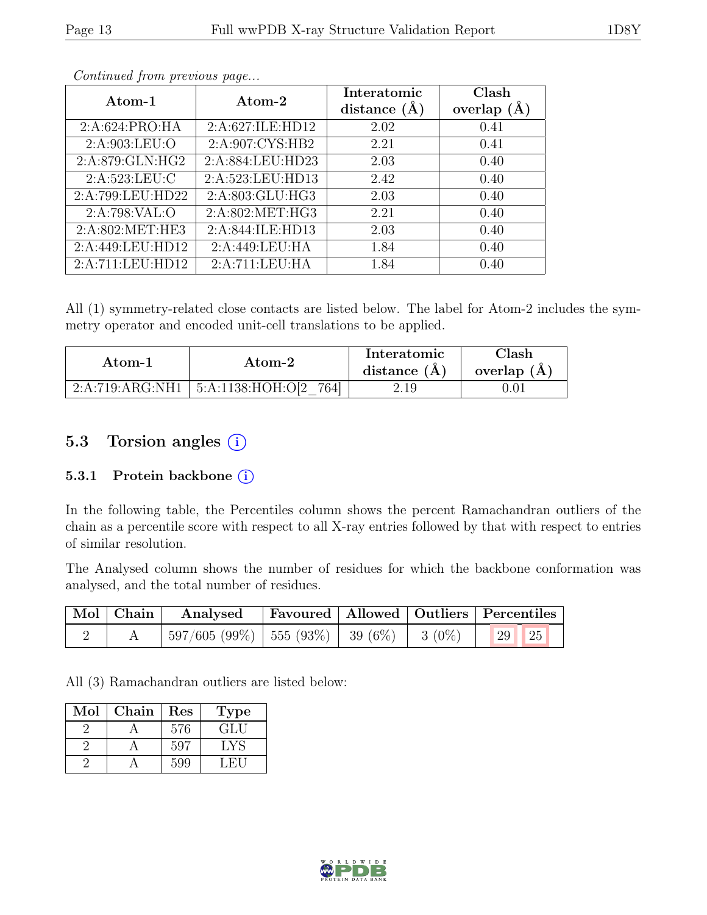*Continued from previous page...*

| Atom-1 | Atom-2 | Interatomic distance (Å) | Clash overlap (Å) |
|---|---|---|---|
| 2:A:624:PRO:HA | 2:A:627:ILE:HD12 | 2.02 | 0.41 |
| 2:A:903:LEU:O | 2:A:907:CYS:HB2 | 2.21 | 0.41 |
| 2:A:879:GLN:HG2 | 2:A:884:LEU:HD23 | 2.03 | 0.40 |
| 2:A:523:LEU:C | 2:A:523:LEU:HD13 | 2.42 | 0.40 |
| 2:A:799:LEU:HD22 | 2:A:803:GLU:HG3 | 2.03 | 0.40 |
| 2:A:798:VAL:O | 2:A:802:MET:HG3 | 2.21 | 0.40 |
| 2:A:802:MET:HE3 | 2:A:844:ILE:HD13 | 2.03 | 0.40 |
| 2:A:449:LEU:HD12 | 2:A:449:LEU:HA | 1.84 | 0.40 |
| 2:A:711:LEU:HD12 | 2:A:711:LEU:HA | 1.84 | 0.40 |

All (1) symmetry-related close contacts are listed below. The label for Atom-2 includes the symmetry operator and encoded unit-cell translations to be applied.

| Atom-1 | Atom-2 | Interatomic distance (Å) | Clash overlap (Å) |
|---|---|---|---|
| 2:A:719:ARG:NH1 | 5:A:1138:HOH:O[2_764] | 2.19 | 0.01 |

## 5.3 Torsion angles

### 5.3.1 Protein backbone

In the following table, the Percentiles column shows the percent Ramachandran outliers of the chain as a percentile score with respect to all X-ray entries followed by that with respect to entries of similar resolution.

The Analysed column shows the number of residues for which the backbone conformation was analysed, and the total number of residues.

| Mol | Chain | Analysed | Favoured | Allowed | Outliers | Percentiles | |
|---|---|---|---|---|---|---|---|
| 2 | A | 597/605 (99%) | 555 (93%) | 39 (6%) | 3 (0%) | 29 | 25 |

All (3) Ramachandran outliers are listed below:

| Mol | Chain | Res | Type |
|---|---|---|---|
| 2 | A | 576 | GLU |
| 2 | A | 597 | LYS |
| 2 | A | 599 | LEU |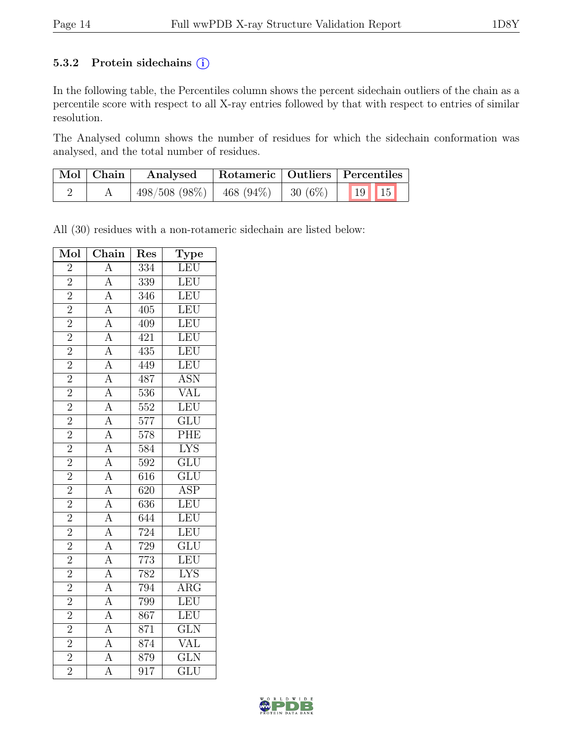### 5.3.2 Protein sidechains (i)

In the following table, the Percentiles column shows the percent sidechain outliers of the chain as a percentile score with respect to all X-ray entries followed by that with respect to entries of similar resolution.

The Analysed column shows the number of residues for which the sidechain conformation was analysed, and the total number of residues.

| Mol | Chain | Analysed | Rotameric | Outliers | Percentiles | |
|---|---|---|---|---|---|---|
| 2 | A | 498/508 (98%) | 468 (94%) | 30 (6%) | 19 | 15 |

All (30) residues with a non-rotameric sidechain are listed below:

| Mol | Chain | Res | Type |
|---|---|---|---|
| 2 | A | 334 | LEU |
| 2 | A | 339 | LEU |
| 2 | A | 346 | LEU |
| 2 | A | 405 | LEU |
| 2 | A | 409 | LEU |
| 2 | A | 421 | LEU |
| 2 | A | 435 | LEU |
| 2 | A | 449 | LEU |
| 2 | A | 487 | ASN |
| 2 | A | 536 | VAL |
| 2 | A | 552 | LEU |
| 2 | A | 577 | GLU |
| 2 | A | 578 | PHE |
| 2 | A | 584 | LYS |
| 2 | A | 592 | GLU |
| 2 | A | 616 | GLU |
| 2 | A | 620 | ASP |
| 2 | A | 636 | LEU |
| 2 | A | 644 | LEU |
| 2 | A | 724 | LEU |
| 2 | A | 729 | GLU |
| 2 | A | 773 | LEU |
| 2 | A | 782 | LYS |
| 2 | A | 794 | ARG |
| 2 | A | 799 | LEU |
| 2 | A | 867 | LEU |
| 2 | A | 871 | GLN |
| 2 | A | 874 | VAL |
| 2 | A | 879 | GLN |
| 2 | A | 917 | GLU |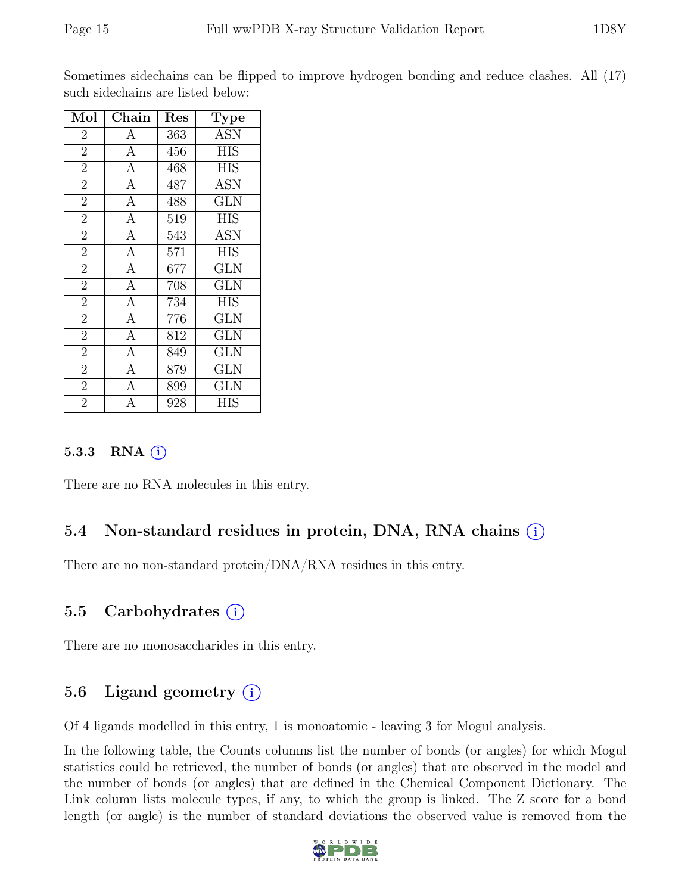Sometimes sidechains can be flipped to improve hydrogen bonding and reduce clashes. All (17) such sidechains are listed below:

| Mol | Chain | Res | Type |
|---|---|---|---|
| 2 | A | 363 | ASN |
| 2 | A | 456 | HIS |
| 2 | A | 468 | HIS |
| 2 | A | 487 | ASN |
| 2 | A | 488 | GLN |
| 2 | A | 519 | HIS |
| 2 | A | 543 | ASN |
| 2 | A | 571 | HIS |
| 2 | A | 677 | GLN |
| 2 | A | 708 | GLN |
| 2 | A | 734 | HIS |
| 2 | A | 776 | GLN |
| 2 | A | 812 | GLN |
| 2 | A | 849 | GLN |
| 2 | A | 879 | GLN |
| 2 | A | 899 | GLN |
| 2 | A | 928 | HIS |

#### 5.3.3 RNA (i)

There are no RNA molecules in this entry.

### 5.4 Non-standard residues in protein, DNA, RNA chains (i)

There are no non-standard protein/DNA/RNA residues in this entry.

### 5.5 Carbohydrates (i)

There are no monosaccharides in this entry.

### 5.6 Ligand geometry (i)

Of 4 ligands modelled in this entry, 1 is monoatomic - leaving 3 for Mogul analysis.

In the following table, the Counts columns list the number of bonds (or angles) for which Mogul statistics could be retrieved, the number of bonds (or angles) that are observed in the model and the number of bonds (or angles) that are defined in the Chemical Component Dictionary. The Link column lists molecule types, if any, to which the group is linked. The Z score for a bond length (or angle) is the number of standard deviations the observed value is removed from the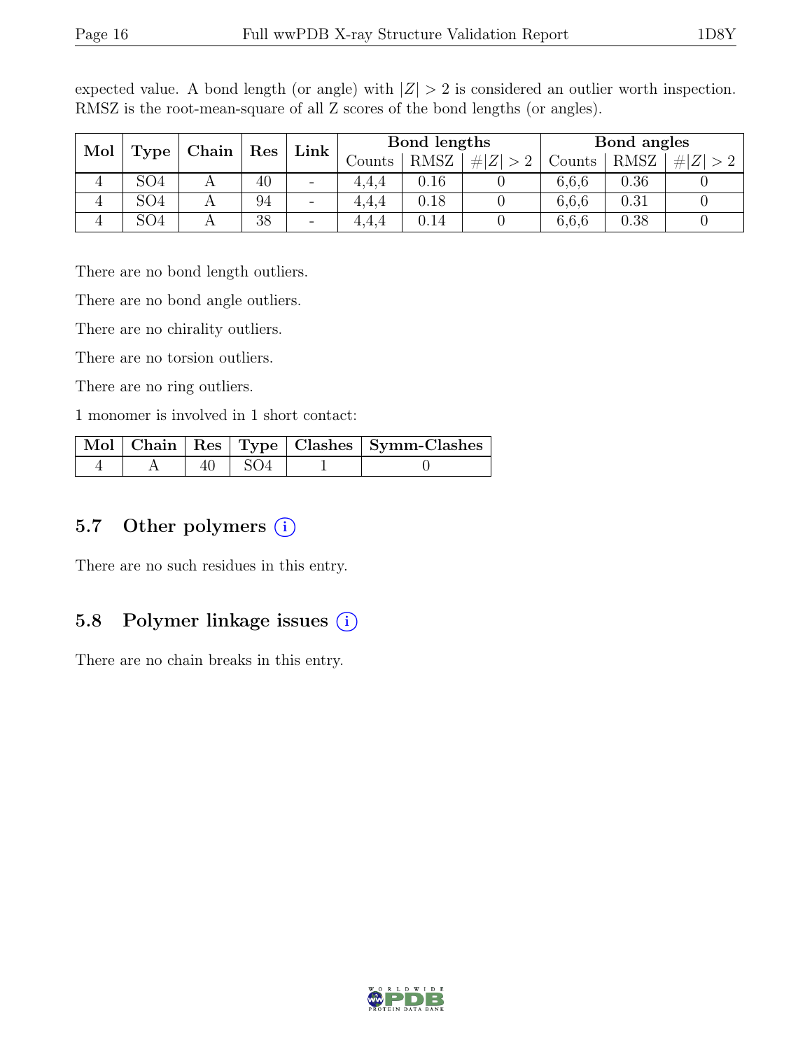expected value. A bond length (or angle) with $|Z| > 2$ is considered an outlier worth inspection. RMSZ is the root-mean-square of all Z scores of the bond lengths (or angles).

| Mol | Type | Chain | Res | Link | Bond lengths | | | Bond angles | | |
|---|---|---|---|---|---|---|---|---|---|---|
| | | | | | Counts | RMSZ | $\#|Z|>2$ | Counts | RMSZ | $\#|Z|>2$ |
| 4 | SO4 | A | 40 | - | 4,4,4 | 0.16 | 0 | 6,6,6 | 0.36 | 0 |
| 4 | SO4 | A | 94 | - | 4,4,4 | 0.18 | 0 | 6,6,6 | 0.31 | 0 |
| 4 | SO4 | A | 38 | - | 4,4,4 | 0.14 | 0 | 6,6,6 | 0.38 | 0 |

There are no bond length outliers.

There are no bond angle outliers.

There are no chirality outliers.

There are no torsion outliers.

There are no ring outliers.

1 monomer is involved in 1 short contact:

| Mol | Chain | Res | Type | Clashes | Symm-Clashes |
|---|---|---|---|---|---|
| 4 | A | 40 | SO4 | 1 | 0 |

## 5.7 Other polymers

There are no such residues in this entry.

## 5.8 Polymer linkage issues

There are no chain breaks in this entry.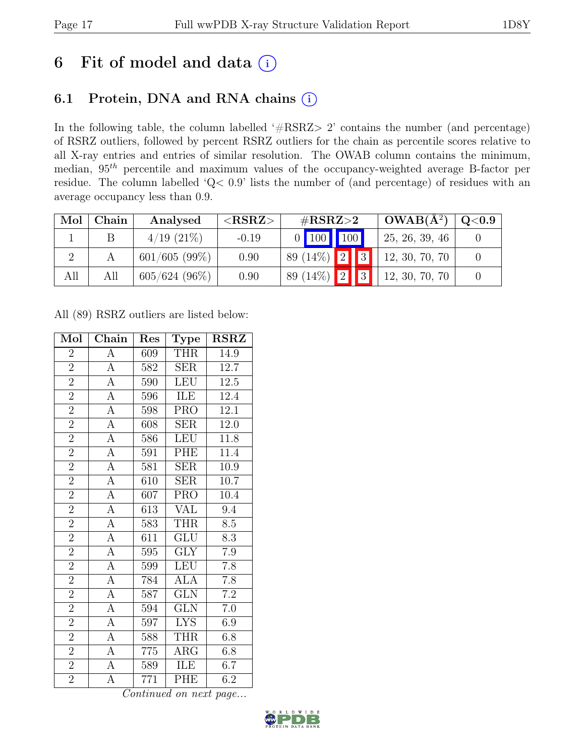# 6 Fit of model and data (i)

## 6.1 Protein, DNA and RNA chains (i)

In the following table, the column labelled '#RSRZ> 2' contains the number (and percentage) of RSRZ outliers, followed by percent RSRZ outliers for the chain as percentile scores relative to all X-ray entries and entries of similar resolution. The OWAB column contains the minimum, median, $95^{th}$ percentile and maximum values of the occupancy-weighted average B-factor per residue. The column labelled 'Q< 0.9' lists the number of (and percentage) of residues with an average occupancy less than 0.9.

| Mol | Chain | Analysed | <RSRZ> | #RSRZ>2 | | | OWAB(Å²) | Q<0.9 |
|---|---|---|---|---|---|---|---|---|
| 1 | B | 4/19 (21%) | -0.19 | 0 | 100 | 100 | 25, 26, 39, 46 | 0 |
| 2 | A | 601/605 (99%) | 0.90 | 89 (14%) | 2 | 3 | 12, 30, 70, 70 | 0 |
| All | All | 605/624 (96%) | 0.90 | 89 (14%) | 2 | 3 | 12, 30, 70, 70 | 0 |

All (89) RSRZ outliers are listed below:

| Mol | Chain | Res | Type | RSRZ |
|---|---|---|---|---|
| 2 | A | 609 | THR | 14.9 |
| 2 | A | 582 | SER | 12.7 |
| 2 | A | 590 | LEU | 12.5 |
| 2 | A | 596 | ILE | 12.4 |
| 2 | A | 598 | PRO | 12.1 |
| 2 | A | 608 | SER | 12.0 |
| 2 | A | 586 | LEU | 11.8 |
| 2 | A | 591 | PHE | 11.4 |
| 2 | A | 581 | SER | 10.9 |
| 2 | A | 610 | SER | 10.7 |
| 2 | A | 607 | PRO | 10.4 |
| 2 | A | 613 | VAL | 9.4 |
| 2 | A | 583 | THR | 8.5 |
| 2 | A | 611 | GLU | 8.3 |
| 2 | A | 595 | GLY | 7.9 |
| 2 | A | 599 | LEU | 7.8 |
| 2 | A | 784 | ALA | 7.8 |
| 2 | A | 587 | GLN | 7.2 |
| 2 | A | 594 | GLN | 7.0 |
| 2 | A | 597 | LYS | 6.9 |
| 2 | A | 588 | THR | 6.8 |
| 2 | A | 775 | ARG | 6.8 |
| 2 | A | 589 | ILE | 6.7 |
| 2 | A | 771 | PHE | 6.2 |

*Continued on next page...*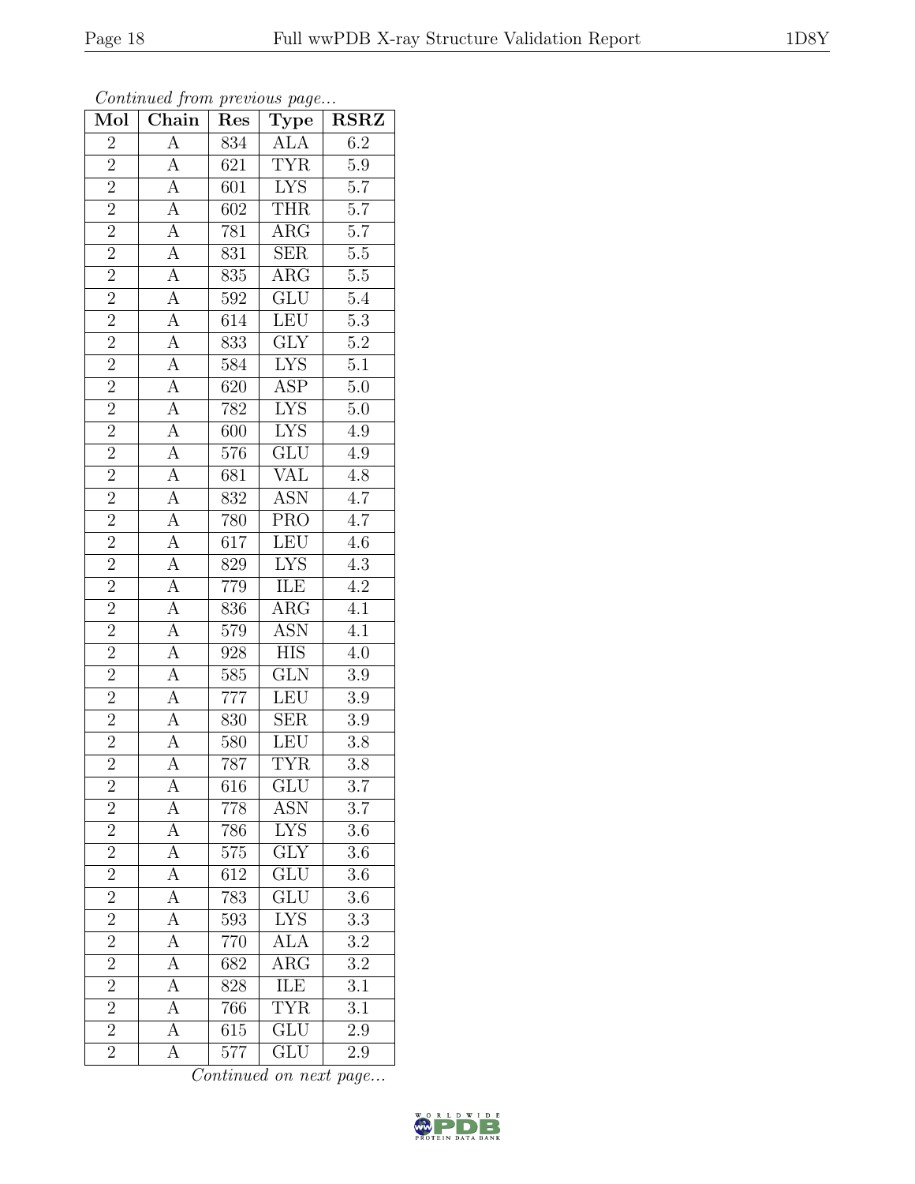*Continued from previous page...*

| Mol | Chain | Res | Type | RSRZ |
|---|---|---|---|---|
| 2 | A | 834 | ALA | 6.2 |
| 2 | A | 621 | TYR | 5.9 |
| 2 | A | 601 | LYS | 5.7 |
| 2 | A | 602 | THR | 5.7 |
| 2 | A | 781 | ARG | 5.7 |
| 2 | A | 831 | SER | 5.5 |
| 2 | A | 835 | ARG | 5.5 |
| 2 | A | 592 | GLU | 5.4 |
| 2 | A | 614 | LEU | 5.3 |
| 2 | A | 833 | GLY | 5.2 |
| 2 | A | 584 | LYS | 5.1 |
| 2 | A | 620 | ASP | 5.0 |
| 2 | A | 782 | LYS | 5.0 |
| 2 | A | 600 | LYS | 4.9 |
| 2 | A | 576 | GLU | 4.9 |
| 2 | A | 681 | VAL | 4.8 |
| 2 | A | 832 | ASN | 4.7 |
| 2 | A | 780 | PRO | 4.7 |
| 2 | A | 617 | LEU | 4.6 |
| 2 | A | 829 | LYS | 4.3 |
| 2 | A | 779 | ILE | 4.2 |
| 2 | A | 836 | ARG | 4.1 |
| 2 | A | 579 | ASN | 4.1 |
| 2 | A | 928 | HIS | 4.0 |
| 2 | A | 585 | GLN | 3.9 |
| 2 | A | 777 | LEU | 3.9 |
| 2 | A | 830 | SER | 3.9 |
| 2 | A | 580 | LEU | 3.8 |
| 2 | A | 787 | TYR | 3.8 |
| 2 | A | 616 | GLU | 3.7 |
| 2 | A | 778 | ASN | 3.7 |
| 2 | A | 786 | LYS | 3.6 |
| 2 | A | 575 | GLY | 3.6 |
| 2 | A | 612 | GLU | 3.6 |
| 2 | A | 783 | GLU | 3.6 |
| 2 | A | 593 | LYS | 3.3 |
| 2 | A | 770 | ALA | 3.2 |
| 2 | A | 682 | ARG | 3.2 |
| 2 | A | 828 | ILE | 3.1 |
| 2 | A | 766 | TYR | 3.1 |
| 2 | A | 615 | GLU | 2.9 |
| 2 | A | 577 | GLU | 2.9 |

*Continued on next page...*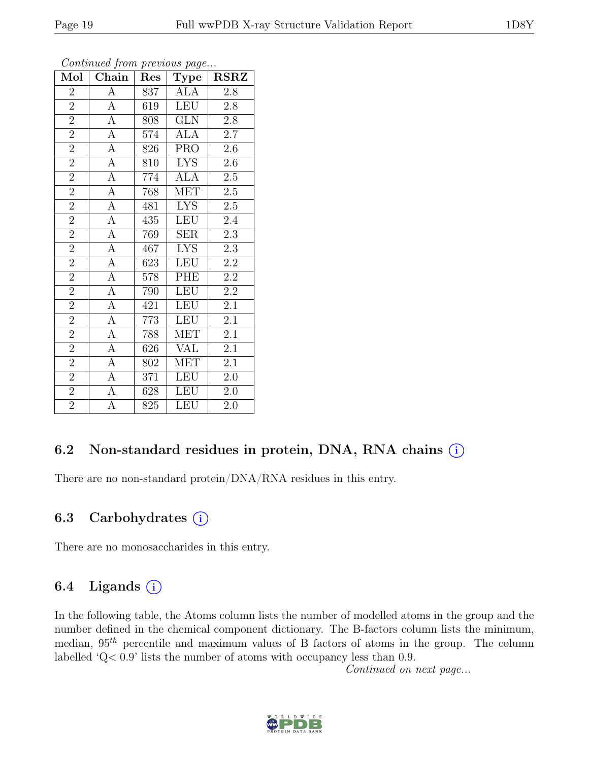*Continued from previous page...*

| Mol | Chain | Res | Type | RSRZ |
|---|---|---|---|---|
| 2 | A | 837 | ALA | 2.8 |
| 2 | A | 619 | LEU | 2.8 |
| 2 | A | 808 | GLN | 2.8 |
| 2 | A | 574 | ALA | 2.7 |
| 2 | A | 826 | PRO | 2.6 |
| 2 | A | 810 | LYS | 2.6 |
| 2 | A | 774 | ALA | 2.5 |
| 2 | A | 768 | MET | 2.5 |
| 2 | A | 481 | LYS | 2.5 |
| 2 | A | 435 | LEU | 2.4 |
| 2 | A | 769 | SER | 2.3 |
| 2 | A | 467 | LYS | 2.3 |
| 2 | A | 623 | LEU | 2.2 |
| 2 | A | 578 | PHE | 2.2 |
| 2 | A | 790 | LEU | 2.2 |
| 2 | A | 421 | LEU | 2.1 |
| 2 | A | 773 | LEU | 2.1 |
| 2 | A | 788 | MET | 2.1 |
| 2 | A | 626 | VAL | 2.1 |
| 2 | A | 802 | MET | 2.1 |
| 2 | A | 371 | LEU | 2.0 |
| 2 | A | 628 | LEU | 2.0 |
| 2 | A | 825 | LEU | 2.0 |

## 6.2 Non-standard residues in protein, DNA, RNA chains (i)

There are no non-standard protein/DNA/RNA residues in this entry.

## 6.3 Carbohydrates (i)

There are no monosaccharides in this entry.

## 6.4 Ligands (i)

In the following table, the Atoms column lists the number of modelled atoms in the group and the number defined in the chemical component dictionary. The B-factors column lists the minimum, median, $95^{th}$ percentile and maximum values of B factors of atoms in the group. The column labelled 'Q< 0.9' lists the number of atoms with occupancy less than 0.9.

*Continued on next page...*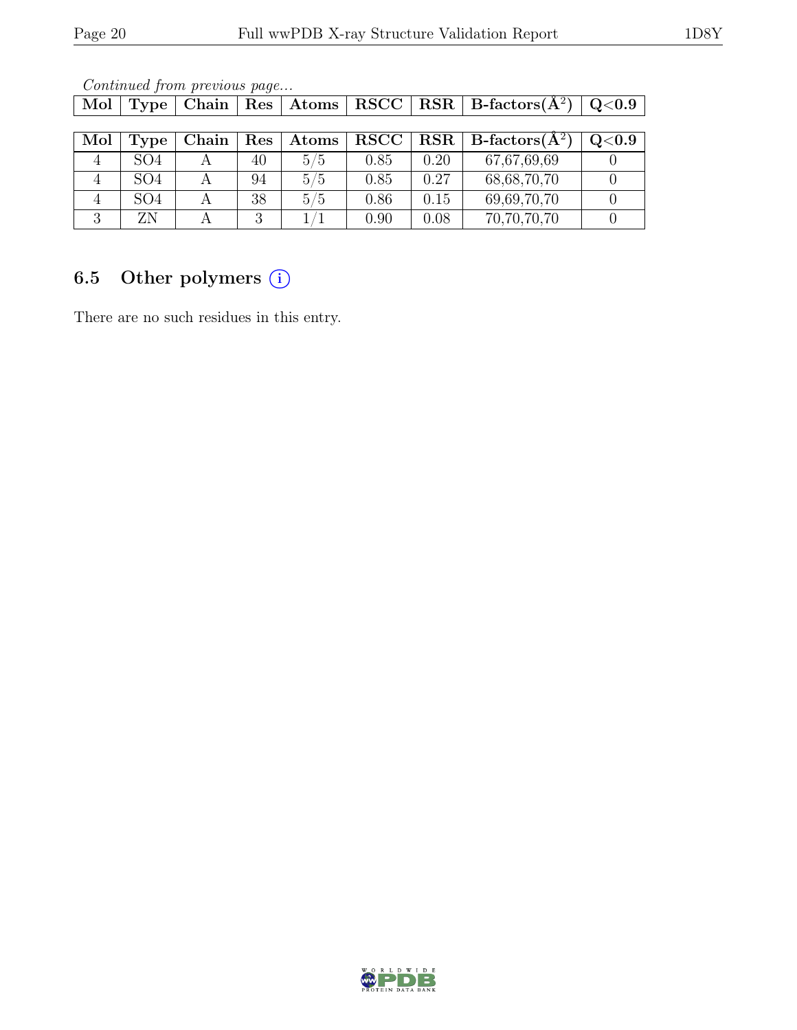*Continued from previous page...*

| Mol | Type | Chain | Res | Atoms | RSCC | RSR | B-factors($Å^2$) | Q<0.9 |
|---|---|---|---|---|---|---|---|---|
| 4 | SO4 | A | 40 | 5/5 | 0.85 | 0.20 | 67,67,69,69 | 0 |
| 4 | SO4 | A | 94 | 5/5 | 0.85 | 0.27 | 68,68,70,70 | 0 |
| 4 | SO4 | A | 38 | 5/5 | 0.86 | 0.15 | 69,69,70,70 | 0 |
| 3 | ZN | A | 3 | 1/1 | 0.90 | 0.08 | 70,70,70,70 | 0 |

## 6.5 Other polymers (i)

There are no such residues in this entry.